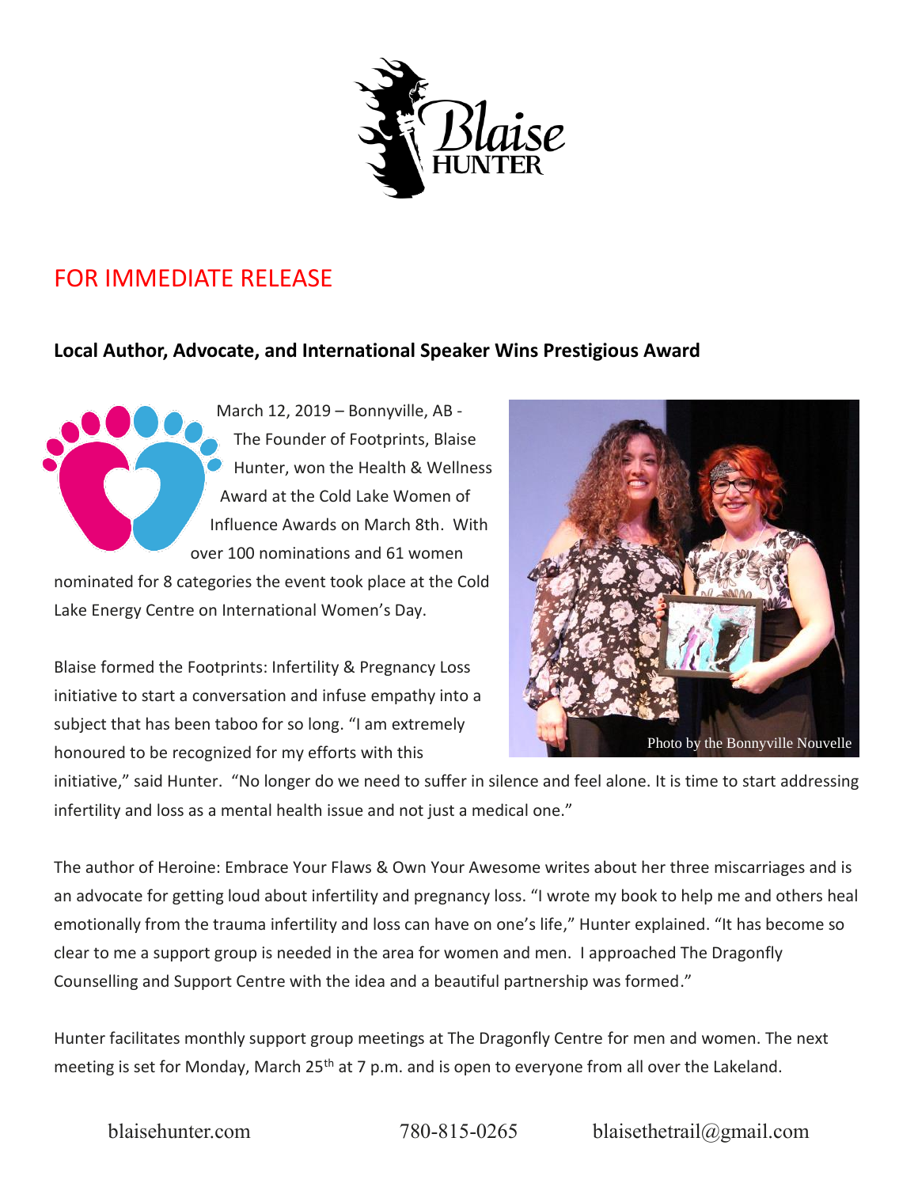FOR IMMEDIATE RELEASE

**Local Author, Advocate, and International Speaker Wins Prestigious Award**

March 12, 2019 – Bonnyville, AB - The Founder of Footprints, Blaise Hunter, won the Health & Wellness Award at the Cold Lake Women of Influence Awards on March 8th. With over 100 nominations and 61 women nominated for 8 categories the event took place at the Cold Lake Energy Centre on International Women's Day.

Photo by the Bonnyville Nouvelle

Blaise formed the Footprints: Infertility & Pregnancy Loss initiative to start a conversation and infuse empathy into a subject that has been taboo for so long. "I am extremely honoured to be recognized for my efforts with this initiative," said Hunter. "No longer do we need to suffer in silence and feel alone. It is time to start addressing infertility and loss as a mental health issue and not just a medical one."

The author of Heroine: Embrace Your Flaws & Own Your Awesome writes about her three miscarriages and is an advocate for getting loud about infertility and pregnancy loss. "I wrote my book to help me and others heal emotionally from the trauma infertility and loss can have on one's life," Hunter explained. "It has become so clear to me a support group is needed in the area for women and men. I approached The Dragonfly Counselling and Support Centre with the idea and a beautiful partnership was formed."

Hunter facilitates monthly support group meetings at The Dragonfly Centre for men and women. The next meeting is set for Monday, March 25th at 7 p.m. and is open to everyone from all over the Lakeland.

blaisehunter.com 780-815-0265 blaisethetrail@gmail.com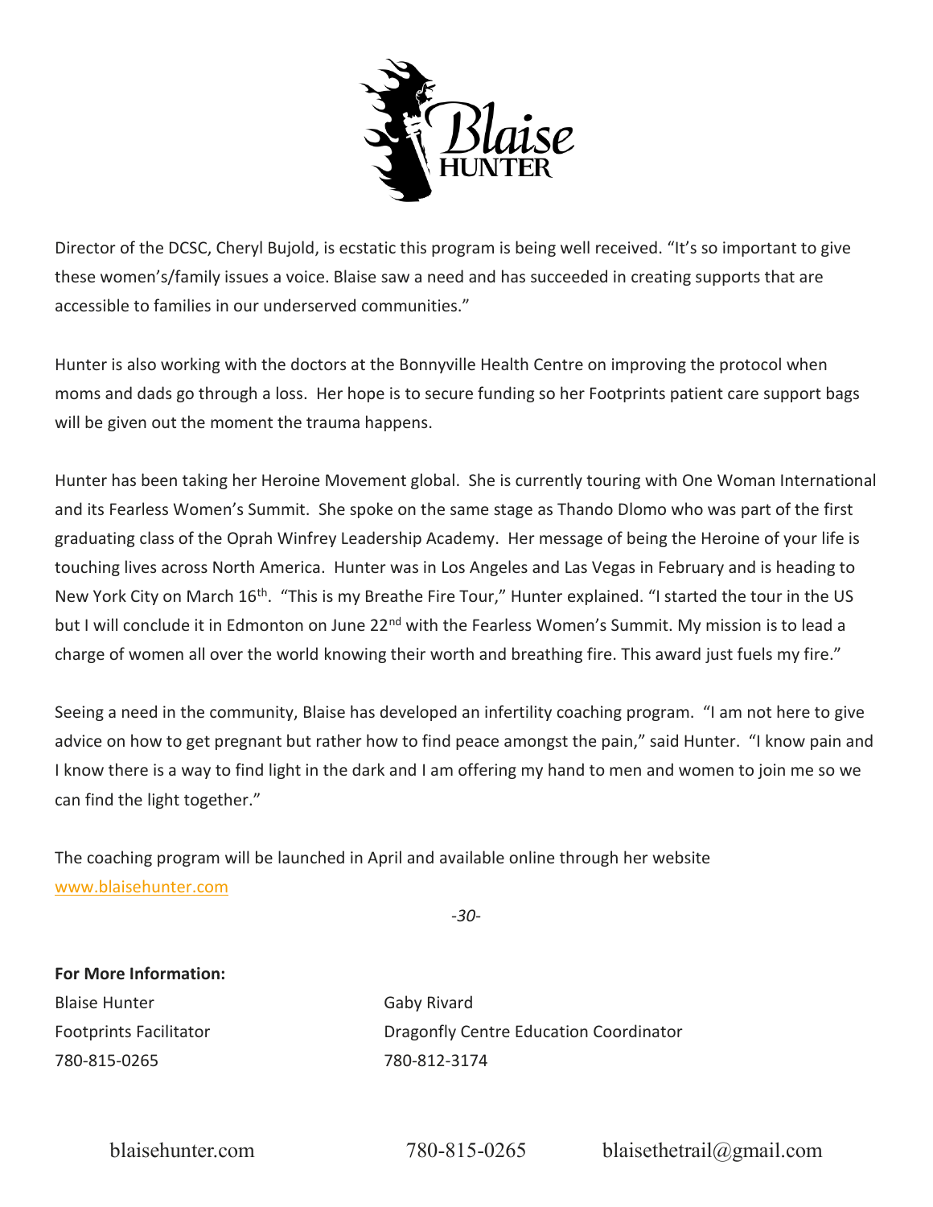Director of the DCSC, Cheryl Bujold, is ecstatic this program is being well received. "It's so important to give these women's/family issues a voice. Blaise saw a need and has succeeded in creating supports that are accessible to families in our underserved communities."

Hunter is also working with the doctors at the Bonnyville Health Centre on improving the protocol when moms and dads go through a loss. Her hope is to secure funding so her Footprints patient care support bags will be given out the moment the trauma happens.

Hunter has been taking her Heroine Movement global. She is currently touring with One Woman International and its Fearless Women's Summit. She spoke on the same stage as Thando Dlomo who was part of the first graduating class of the Oprah Winfrey Leadership Academy. Her message of being the Heroine of your life is touching lives across North America. Hunter was in Los Angeles and Las Vegas in February and is heading to New York City on March 16th. "This is my Breathe Fire Tour," Hunter explained. "I started the tour in the US but I will conclude it in Edmonton on June 22nd with the Fearless Women's Summit. My mission is to lead a charge of women all over the world knowing their worth and breathing fire. This award just fuels my fire."

Seeing a need in the community, Blaise has developed an infertility coaching program. "I am not here to give advice on how to get pregnant but rather how to find peace amongst the pain," said Hunter. "I know pain and I know there is a way to find light in the dark and I am offering my hand to men and women to join me so we can find the light together."

The coaching program will be launched in April and available online through her website [www.blaisehunter.com](http://www.blaisehunter.com)

*-30-*

**For More Information:**

Blaise Hunter
Footprints Facilitator
780-815-0265

Gaby Rivard
Dragonfly Centre Education Coordinator
780-812-3174

blaisehunter.com 780-815-0265 blaisethetrail@gmail.com